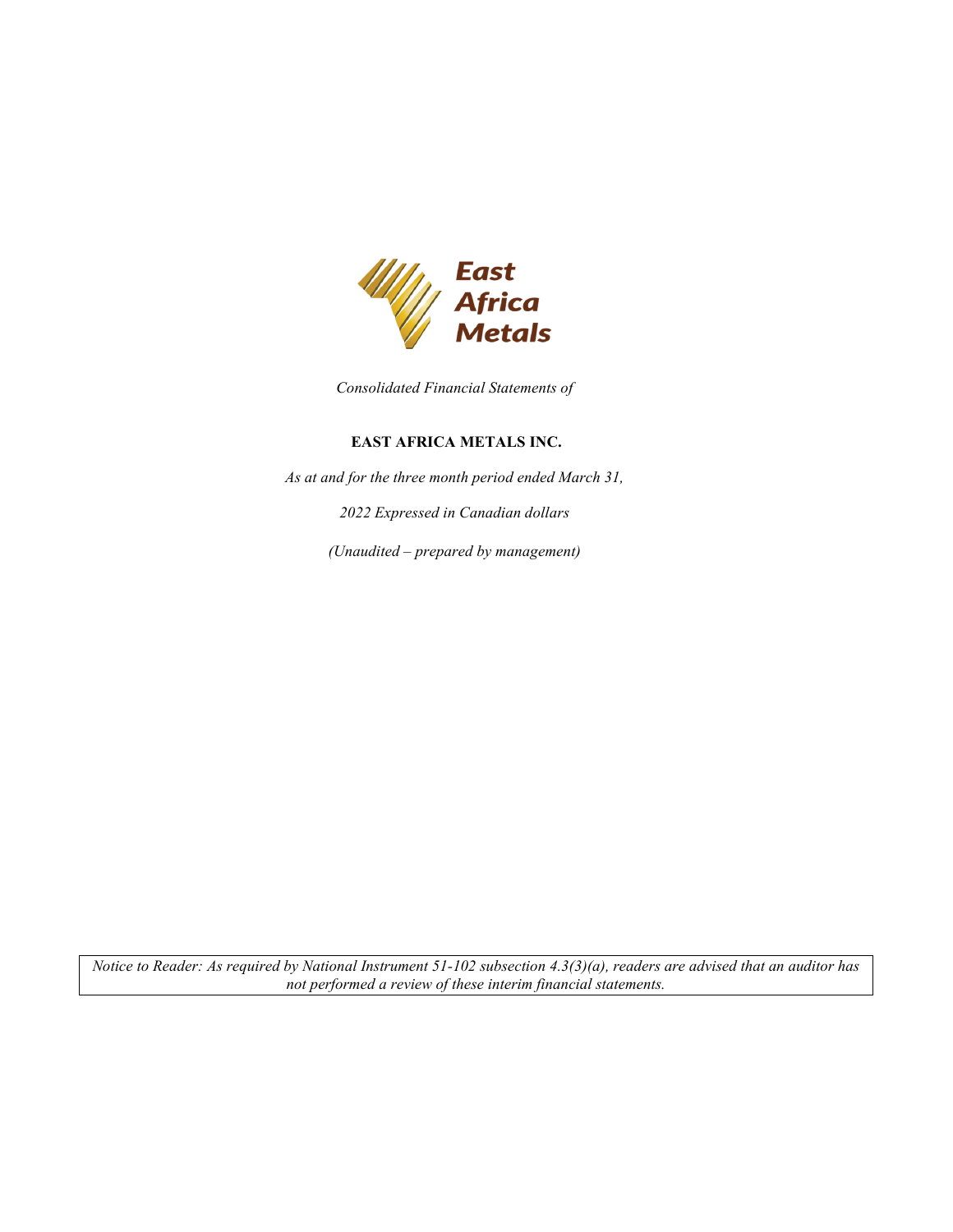East Africa Metals

*Consolidated Financial Statements of*

**EAST AFRICA METALS INC.**

*As at and for the three month period ended March 31,*

*2022 Expressed in Canadian dollars*

*(Unaudited – prepared by management)*

*Notice to Reader: As required by National Instrument 51-102 subsection 4.3(3)(a), readers are advised that an auditor has not performed a review of these interim financial statements.*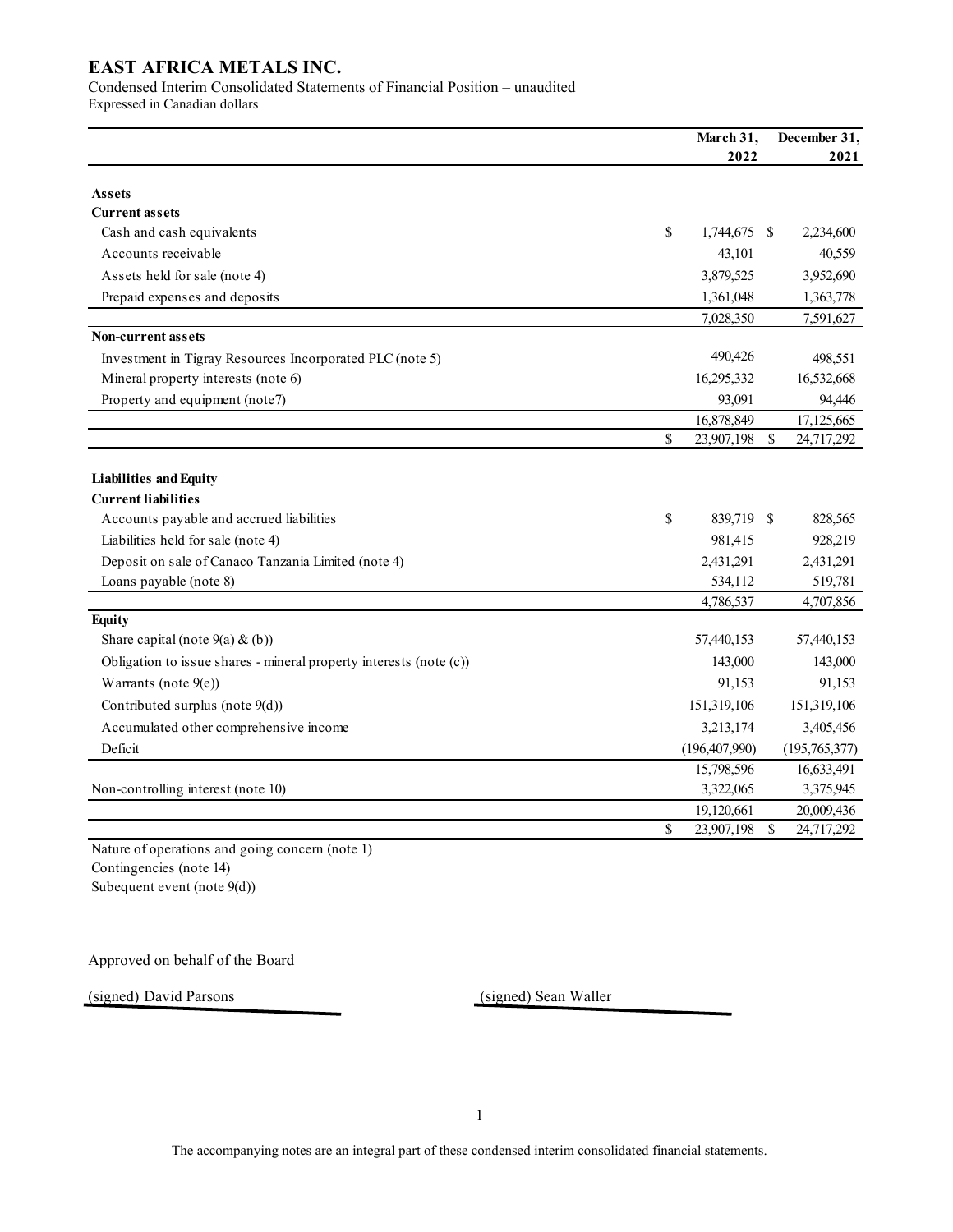# EAST AFRICA METALS INC.

Condensed Interim Consolidated Statements of Financial Position – unaudited
Expressed in Canadian dollars

| | March 31, 2022 | December 31, 2021 |
|---|---|---|
| **Assets** | | |
| **Current assets** | | |
| Cash and cash equivalents | $ 1,744,675 | $ 2,234,600 |
| Accounts receivable | 43,101 | 40,559 |
| Assets held for sale (note 4) | 3,879,525 | 3,952,690 |
| Prepaid expenses and deposits | 1,361,048 | 1,363,778 |
| | 7,028,350 | 7,591,627 |
| **Non-current assets** | | |
| Investment in Tigray Resources Incorporated PLC (note 5) | 490,426 | 498,551 |
| Mineral property interests (note 6) | 16,295,332 | 16,532,668 |
| Property and equipment (note7) | 93,091 | 94,446 |
| | 16,878,849 | 17,125,665 |
| | $ 23,907,198 | $ 24,717,292 |
| **Liabilities and Equity** | | |
| **Current liabilities** | | |
| Accounts payable and accrued liabilities | $ 839,719 | $ 828,565 |
| Liabilities held for sale (note 4) | 981,415 | 928,219 |
| Deposit on sale of Canaco Tanzania Limited (note 4) | 2,431,291 | 2,431,291 |
| Loans payable (note 8) | 534,112 | 519,781 |
| | 4,786,537 | 4,707,856 |
| **Equity** | | |
| Share capital (note 9(a) & (b)) | 57,440,153 | 57,440,153 |
| Obligation to issue shares - mineral property interests (note (c)) | 143,000 | 143,000 |
| Warrants (note 9(e)) | 91,153 | 91,153 |
| Contributed surplus (note 9(d)) | 151,319,106 | 151,319,106 |
| Accumulated other comprehensive income | 3,213,174 | 3,405,456 |
| Deficit | (196,407,990) | (195,765,377) |
| | 15,798,596 | 16,633,491 |
| Non-controlling interest (note 10) | 3,322,065 | 3,375,945 |
| | 19,120,661 | 20,009,436 |
| | $ 23,907,198 | $ 24,717,292 |

Nature of operations and going concern (note 1)
Contingencies (note 14)
Subequent event (note 9(d))

Approved on behalf of the Board

(signed) David Parsons

(signed) Sean Waller

The accompanying notes are an integral part of these condensed interim consolidated financial statements.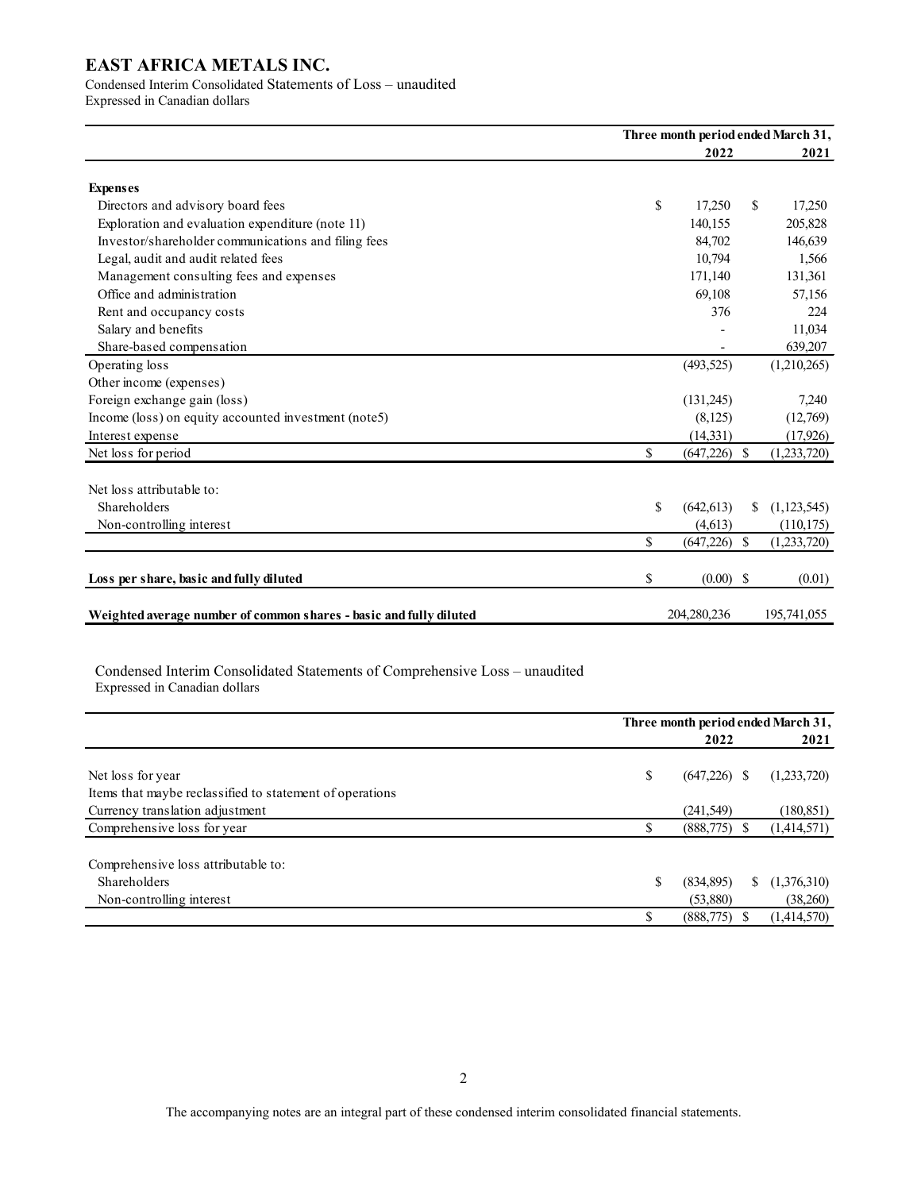# EAST AFRICA METALS INC.

Condensed Interim Consolidated Statements of Loss – unaudited
Expressed in Canadian dollars

| | Three month period ended March 31, 2022 | 2021 |
|---|---|---|
| **Expenses** | | |
| Directors and advisory board fees | $ 17,250 | $ 17,250 |
| Exploration and evaluation expenditure (note 11) | 140,155 | 205,828 |
| Investor/shareholder communications and filing fees | 84,702 | 146,639 |
| Legal, audit and audit related fees | 10,794 | 1,566 |
| Management consulting fees and expenses | 171,140 | 131,361 |
| Office and administration | 69,108 | 57,156 |
| Rent and occupancy costs | 376 | 224 |
| Salary and benefits | - | 11,034 |
| Share-based compensation | - | 639,207 |
| Operating loss | (493,525) | (1,210,265) |
| Other income (expenses) | | |
| Foreign exchange gain (loss) | (131,245) | 7,240 |
| Income (loss) on equity accounted investment (note5) | (8,125) | (12,769) |
| Interest expense | (14,331) | (17,926) |
| Net loss for period | $ (647,226) | $ (1,233,720) |
| | | |
| Net loss attributable to: | | |
| Shareholders | $ (642,613) | $ (1,123,545) |
| Non-controlling interest | (4,613) | (110,175) |
| | $ (647,226) | $ (1,233,720) |
| | | |
| **Loss per share, basic and fully diluted** | $ (0.00) | $ (0.01) |
| | | |
| **Weighted average number of common shares - basic and fully diluted** | 204,280,236 | 195,741,055 |

Condensed Interim Consolidated Statements of Comprehensive Loss – unaudited
Expressed in Canadian dollars

| | Three month period ended March 31, 2022 | 2021 |
|---|---|---|
| Net loss for year | $ (647,226) | $ (1,233,720) |
| Items that maybe reclassified to statement of operations | | |
| Currency translation adjustment | (241,549) | (180,851) |
| Comprehensive loss for year | $ (888,775) | $ (1,414,571) |
| | | |
| Comprehensive loss attributable to: | | |
| Shareholders | $ (834,895) | $ (1,376,310) |
| Non-controlling interest | (53,880) | (38,260) |
| | $ (888,775) | $ (1,414,570) |

The accompanying notes are an integral part of these condensed interim consolidated financial statements.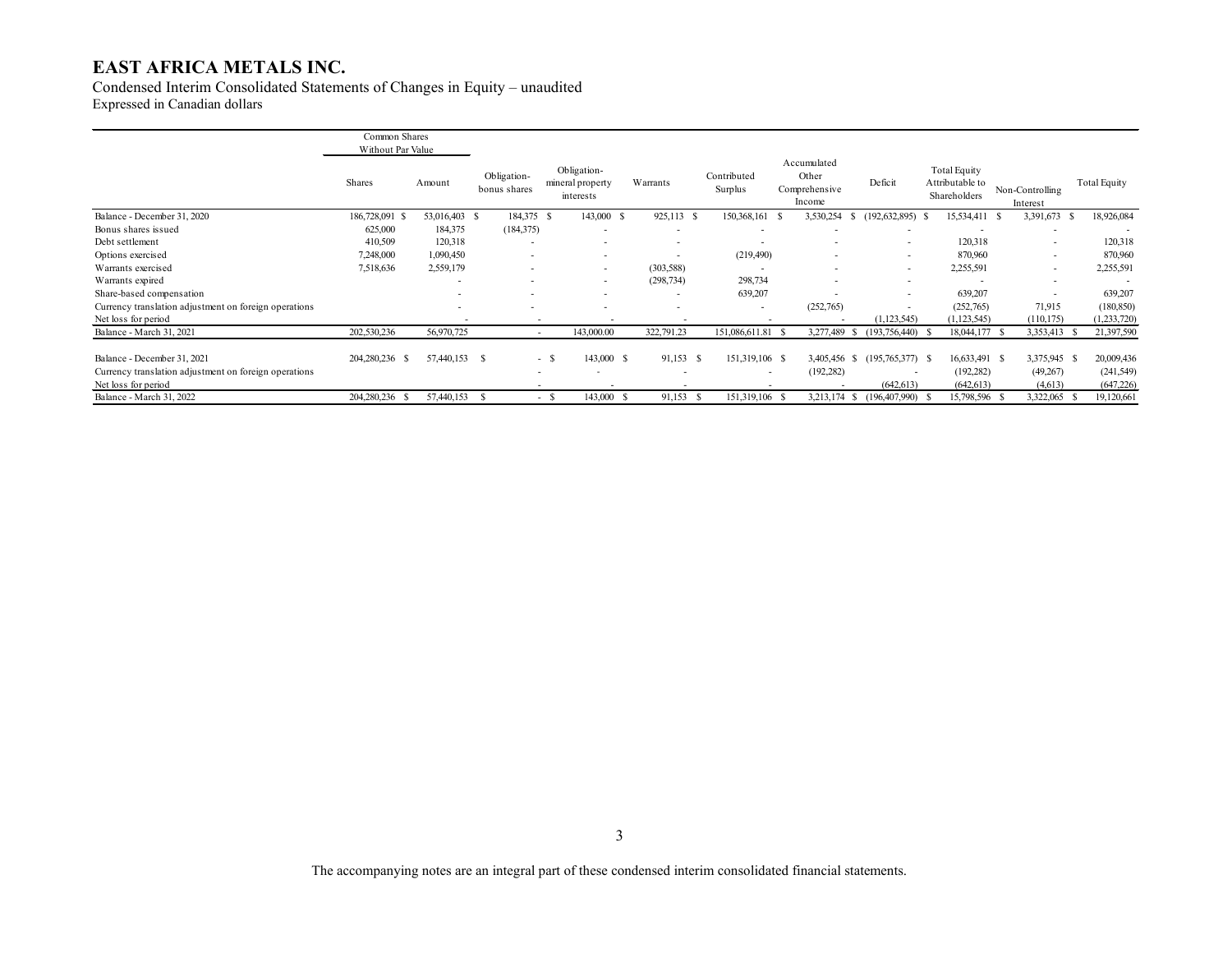# EAST AFRICA METALS INC.

Condensed Interim Consolidated Statements of Changes in Equity – unaudited
Expressed in Canadian dollars

| | Common Shares Without Par Value | | | | | | | | | | |
|---|---|---|---|---|---|---|---|---|---|---|---|
| | Shares | Amount | Obligation-bonus shares | Obligation-mineral property interests | Warrants | Contributed Surplus | Accumulated Other Comprehensive Income | Deficit | Total Equity Attributable to Shareholders | Non-Controlling Interest | Total Equity |
| Balance - December 31, 2020 | 186,728,091 $ | 53,016,403 $ | 184,375 $ | 143,000 $ | 925,113 $ | 150,368,161 $ | 3,530,254 $ | (192,632,895) $ | 15,534,411 $ | 3,391,673 $ | 18,926,084 |
| Bonus shares issued | 625,000 | 184,375 | (184,375) | - | - | - | - | - | - | - | - |
| Debt settlement | 410,509 | 120,318 | - | - | - | - | - | - | 120,318 | - | 120,318 |
| Options exercised | 7,248,000 | 1,090,450 | - | - | - | (219,490) | - | - | 870,960 | - | 870,960 |
| Warrants exercised | 7,518,636 | 2,559,179 | - | - | (303,588) | - | - | - | 2,255,591 | - | 2,255,591 |
| Warrants expired | | - | - | - | (298,734) | 298,734 | - | - | - | - | - |
| Share-based compensation | | - | - | - | - | 639,207 | - | - | 639,207 | - | 639,207 |
| Currency translation adjustment on foreign operations | | - | - | - | - | - | (252,765) | - | (252,765) | 71,915 | (180,850) |
| Net loss for period | | - | - | - | - | - | - | (1,123,545) | (1,123,545) | (110,175) | (1,233,720) |
| Balance - March 31, 2021 | 202,530,236 | 56,970,725 | - | 143,000.00 | 322,791.23 | 151,086,611.81 $ | 3,277,489 $ | (193,756,440) $ | 18,044,177 $ | 3,353,413 $ | 21,397,590 |
| | | | | | | | | | | | |
| Balance - December 31, 2021 | 204,280,236 $ | 57,440,153 $ | - $ | 143,000 $ | 91,153 $ | 151,319,106 $ | 3,405,456 $ | (195,765,377) $ | 16,633,491 $ | 3,375,945 $ | 20,009,436 |
| Currency translation adjustment on foreign operations | | | - | - | - | - | (192,282) | - | (192,282) | (49,267) | (241,549) |
| Net loss for period | | | - | - | - | - | - | (642,613) | (642,613) | (4,613) | (647,226) |
| Balance - March 31, 2022 | 204,280,236 $ | 57,440,153 $ | - $ | 143,000 $ | 91,153 $ | 151,319,106 $ | 3,213,174 $ | (196,407,990) $ | 15,798,596 $ | 3,322,065 $ | 19,120,661 |

The accompanying notes are an integral part of these condensed interim consolidated financial statements.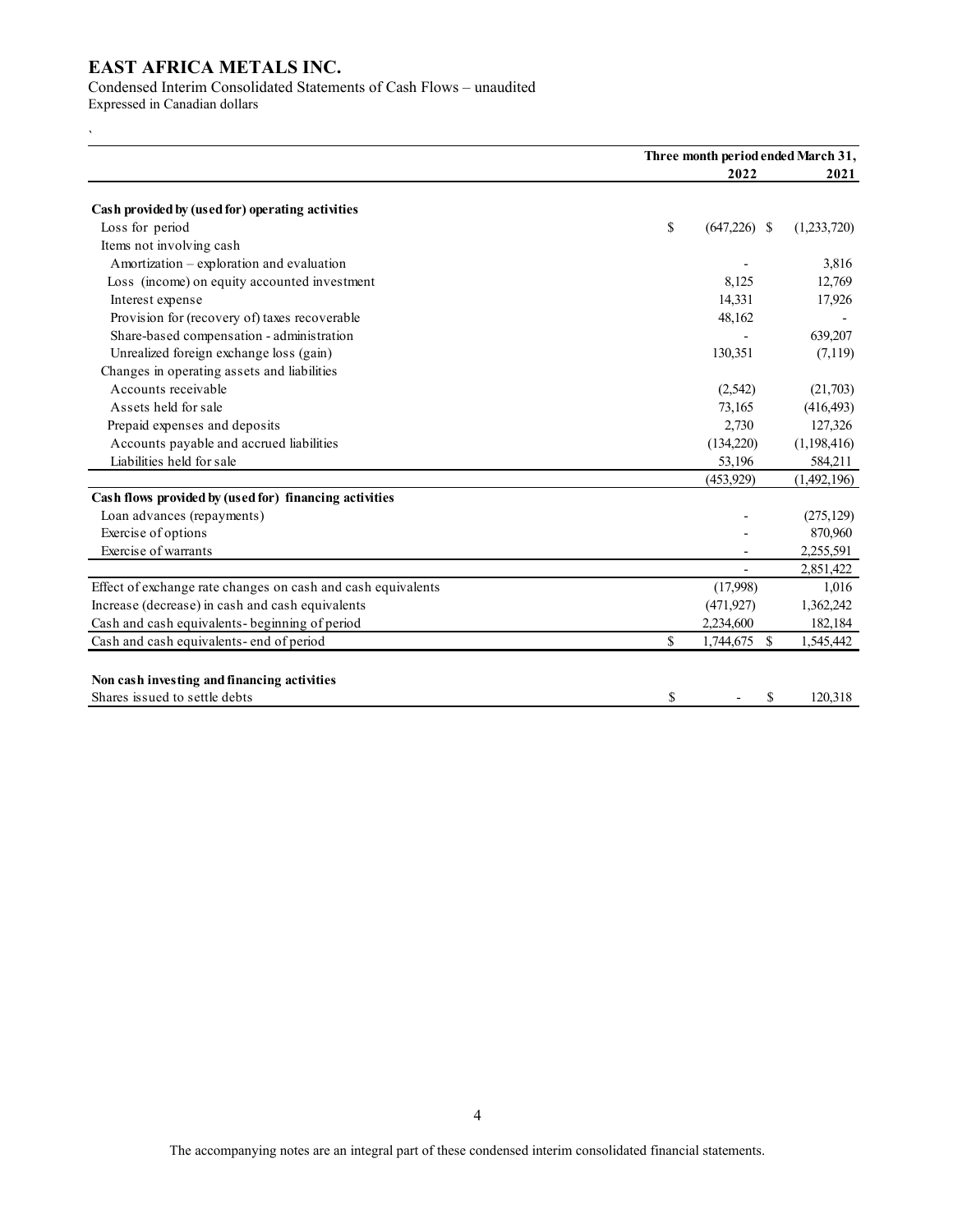# EAST AFRICA METALS INC.

Condensed Interim Consolidated Statements of Cash Flows – unaudited
Expressed in Canadian dollars

`

| | Three month period ended March 31, 2022 | 2021 |
|---|---|---|
| **Cash provided by (used for) operating activities** | | |
| Loss for period | $ (647,226) | $ (1,233,720) |
| Items not involving cash | | |
| Amortization – exploration and evaluation | - | 3,816 |
| Loss (income) on equity accounted investment | 8,125 | 12,769 |
| Interest expense | 14,331 | 17,926 |
| Provision for (recovery of) taxes recoverable | 48,162 | - |
| Share-based compensation - administration | - | 639,207 |
| Unrealized foreign exchange loss (gain) | 130,351 | (7,119) |
| Changes in operating assets and liabilities | | |
| Accounts receivable | (2,542) | (21,703) |
| Assets held for sale | 73,165 | (416,493) |
| Prepaid expenses and deposits | 2,730 | 127,326 |
| Accounts payable and accrued liabilities | (134,220) | (1,198,416) |
| Liabilities held for sale | 53,196 | 584,211 |
| | (453,929) | (1,492,196) |
| **Cash flows provided by (used for) financing activities** | | |
| Loan advances (repayments) | - | (275,129) |
| Exercise of options | - | 870,960 |
| Exercise of warrants | - | 2,255,591 |
| | - | 2,851,422 |
| Effect of exchange rate changes on cash and cash equivalents | (17,998) | 1,016 |
| Increase (decrease) in cash and cash equivalents | (471,927) | 1,362,242 |
| Cash and cash equivalents- beginning of period | 2,234,600 | 182,184 |
| Cash and cash equivalents- end of period | $ 1,744,675 | $ 1,545,442 |
| | | |
| **Non cash investing and financing activities** | | |
| Shares issued to settle debts | $ - | $ 120,318 |

The accompanying notes are an integral part of these condensed interim consolidated financial statements.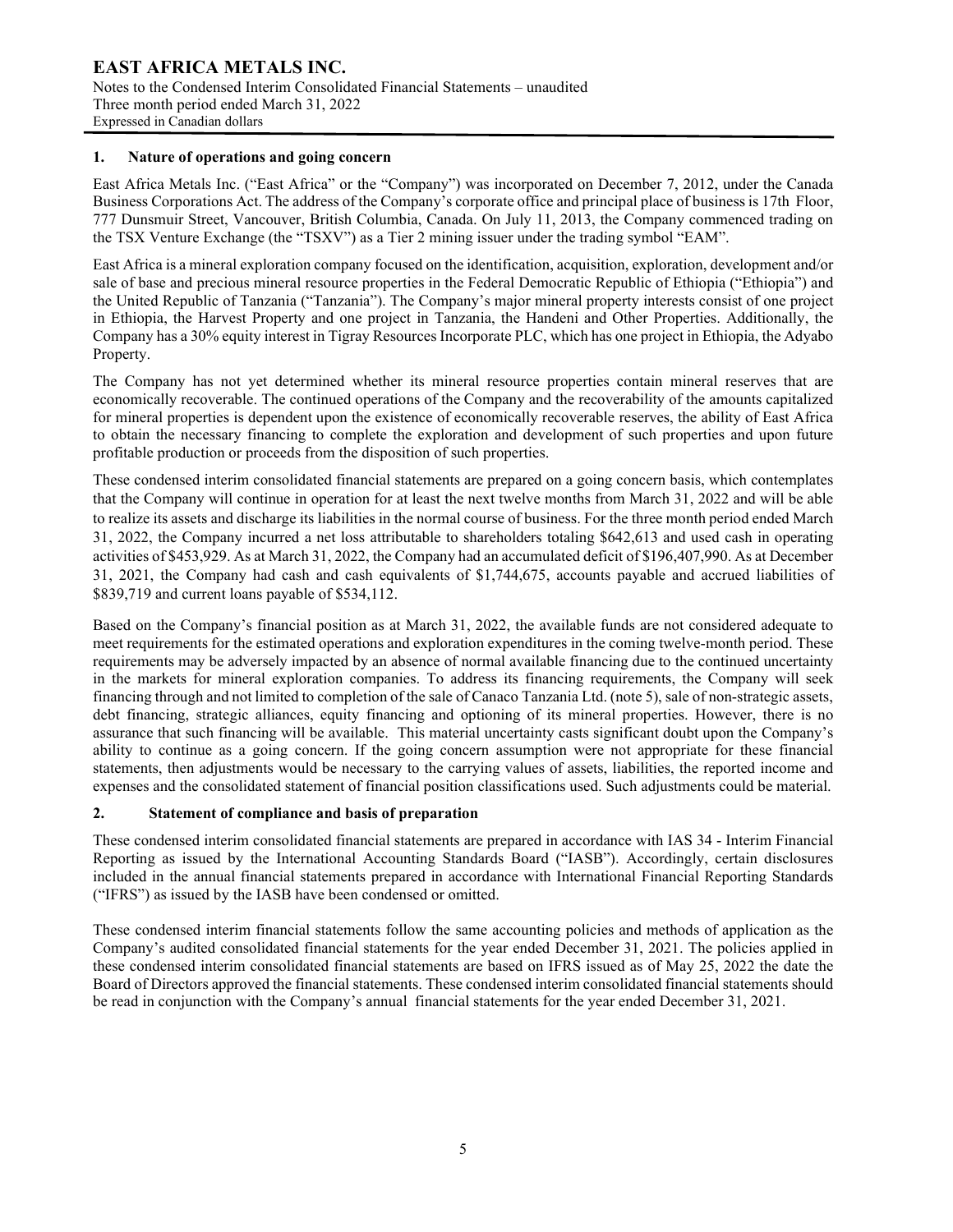## 1. Nature of operations and going concern

East Africa Metals Inc. ("East Africa" or the "Company") was incorporated on December 7, 2012, under the Canada Business Corporations Act. The address of the Company's corporate office and principal place of business is 17th Floor, 777 Dunsmuir Street, Vancouver, British Columbia, Canada. On July 11, 2013, the Company commenced trading on the TSX Venture Exchange (the "TSXV") as a Tier 2 mining issuer under the trading symbol "EAM".

East Africa is a mineral exploration company focused on the identification, acquisition, exploration, development and/or sale of base and precious mineral resource properties in the Federal Democratic Republic of Ethiopia ("Ethiopia") and the United Republic of Tanzania ("Tanzania"). The Company's major mineral property interests consist of one project in Ethiopia, the Harvest Property and one project in Tanzania, the Handeni and Other Properties. Additionally, the Company has a 30% equity interest in Tigray Resources Incorporate PLC, which has one project in Ethiopia, the Adyabo Property.

The Company has not yet determined whether its mineral resource properties contain mineral reserves that are economically recoverable. The continued operations of the Company and the recoverability of the amounts capitalized for mineral properties is dependent upon the existence of economically recoverable reserves, the ability of East Africa to obtain the necessary financing to complete the exploration and development of such properties and upon future profitable production or proceeds from the disposition of such properties.

These condensed interim consolidated financial statements are prepared on a going concern basis, which contemplates that the Company will continue in operation for at least the next twelve months from March 31, 2022 and will be able to realize its assets and discharge its liabilities in the normal course of business. For the three month period ended March 31, 2022, the Company incurred a net loss attributable to shareholders totaling $642,613 and used cash in operating activities of $453,929. As at March 31, 2022, the Company had an accumulated deficit of $196,407,990. As at December 31, 2021, the Company had cash and cash equivalents of $1,744,675, accounts payable and accrued liabilities of $839,719 and current loans payable of $534,112.

Based on the Company's financial position as at March 31, 2022, the available funds are not considered adequate to meet requirements for the estimated operations and exploration expenditures in the coming twelve-month period. These requirements may be adversely impacted by an absence of normal available financing due to the continued uncertainty in the markets for mineral exploration companies. To address its financing requirements, the Company will seek financing through and not limited to completion of the sale of Canaco Tanzania Ltd. (note 5), sale of non-strategic assets, debt financing, strategic alliances, equity financing and optioning of its mineral properties. However, there is no assurance that such financing will be available. This material uncertainty casts significant doubt upon the Company's ability to continue as a going concern. If the going concern assumption were not appropriate for these financial statements, then adjustments would be necessary to the carrying values of assets, liabilities, the reported income and expenses and the consolidated statement of financial position classifications used. Such adjustments could be material.

## 2. Statement of compliance and basis of preparation

These condensed interim consolidated financial statements are prepared in accordance with IAS 34 - Interim Financial Reporting as issued by the International Accounting Standards Board ("IASB"). Accordingly, certain disclosures included in the annual financial statements prepared in accordance with International Financial Reporting Standards ("IFRS") as issued by the IASB have been condensed or omitted.

These condensed interim financial statements follow the same accounting policies and methods of application as the Company's audited consolidated financial statements for the year ended December 31, 2021. The policies applied in these condensed interim consolidated financial statements are based on IFRS issued as of May 25, 2022 the date the Board of Directors approved the financial statements. These condensed interim consolidated financial statements should be read in conjunction with the Company's annual financial statements for the year ended December 31, 2021.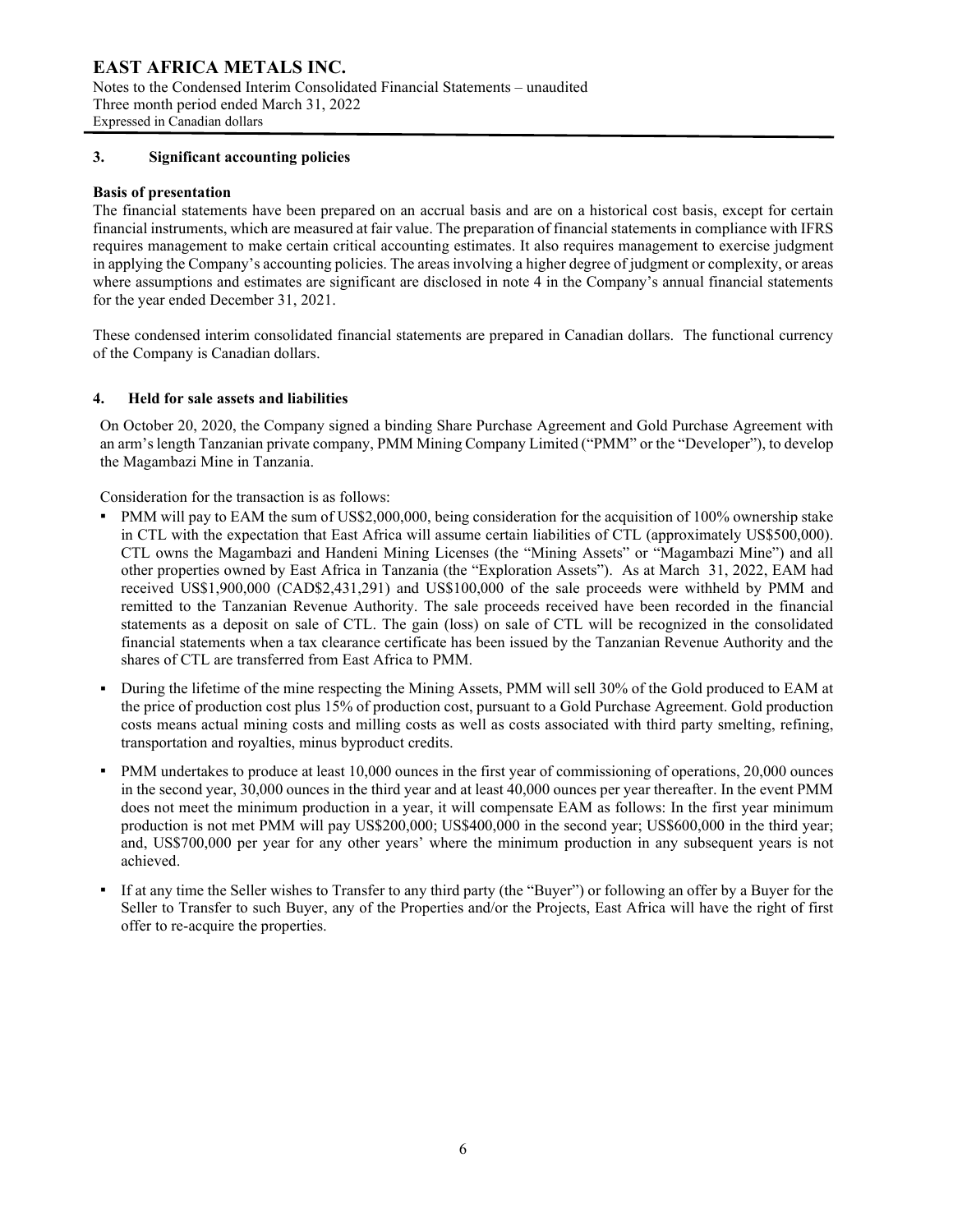## 3. Significant accounting policies

### Basis of presentation

The financial statements have been prepared on an accrual basis and are on a historical cost basis, except for certain financial instruments, which are measured at fair value. The preparation of financial statements in compliance with IFRS requires management to make certain critical accounting estimates. It also requires management to exercise judgment in applying the Company's accounting policies. The areas involving a higher degree of judgment or complexity, or areas where assumptions and estimates are significant are disclosed in note 4 in the Company's annual financial statements for the year ended December 31, 2021.

These condensed interim consolidated financial statements are prepared in Canadian dollars. The functional currency of the Company is Canadian dollars.

## 4. Held for sale assets and liabilities

On October 20, 2020, the Company signed a binding Share Purchase Agreement and Gold Purchase Agreement with an arm's length Tanzanian private company, PMM Mining Company Limited ("PMM" or the "Developer"), to develop the Magambazi Mine in Tanzania.

Consideration for the transaction is as follows:

- PMM will pay to EAM the sum of US$2,000,000, being consideration for the acquisition of 100% ownership stake in CTL with the expectation that East Africa will assume certain liabilities of CTL (approximately US$500,000). CTL owns the Magambazi and Handeni Mining Licenses (the "Mining Assets" or "Magambazi Mine") and all other properties owned by East Africa in Tanzania (the "Exploration Assets"). As at March 31, 2022, EAM had received US$1,900,000 (CAD$2,431,291) and US$100,000 of the sale proceeds were withheld by PMM and remitted to the Tanzanian Revenue Authority. The sale proceeds received have been recorded in the financial statements as a deposit on sale of CTL. The gain (loss) on sale of CTL will be recognized in the consolidated financial statements when a tax clearance certificate has been issued by the Tanzanian Revenue Authority and the shares of CTL are transferred from East Africa to PMM.
- During the lifetime of the mine respecting the Mining Assets, PMM will sell 30% of the Gold produced to EAM at the price of production cost plus 15% of production cost, pursuant to a Gold Purchase Agreement. Gold production costs means actual mining costs and milling costs as well as costs associated with third party smelting, refining, transportation and royalties, minus byproduct credits.
- PMM undertakes to produce at least 10,000 ounces in the first year of commissioning of operations, 20,000 ounces in the second year, 30,000 ounces in the third year and at least 40,000 ounces per year thereafter. In the event PMM does not meet the minimum production in a year, it will compensate EAM as follows: In the first year minimum production is not met PMM will pay US$200,000; US$400,000 in the second year; US$600,000 in the third year; and, US$700,000 per year for any other years' where the minimum production in any subsequent years is not achieved.
- If at any time the Seller wishes to Transfer to any third party (the "Buyer") or following an offer by a Buyer for the Seller to Transfer to such Buyer, any of the Properties and/or the Projects, East Africa will have the right of first offer to re-acquire the properties.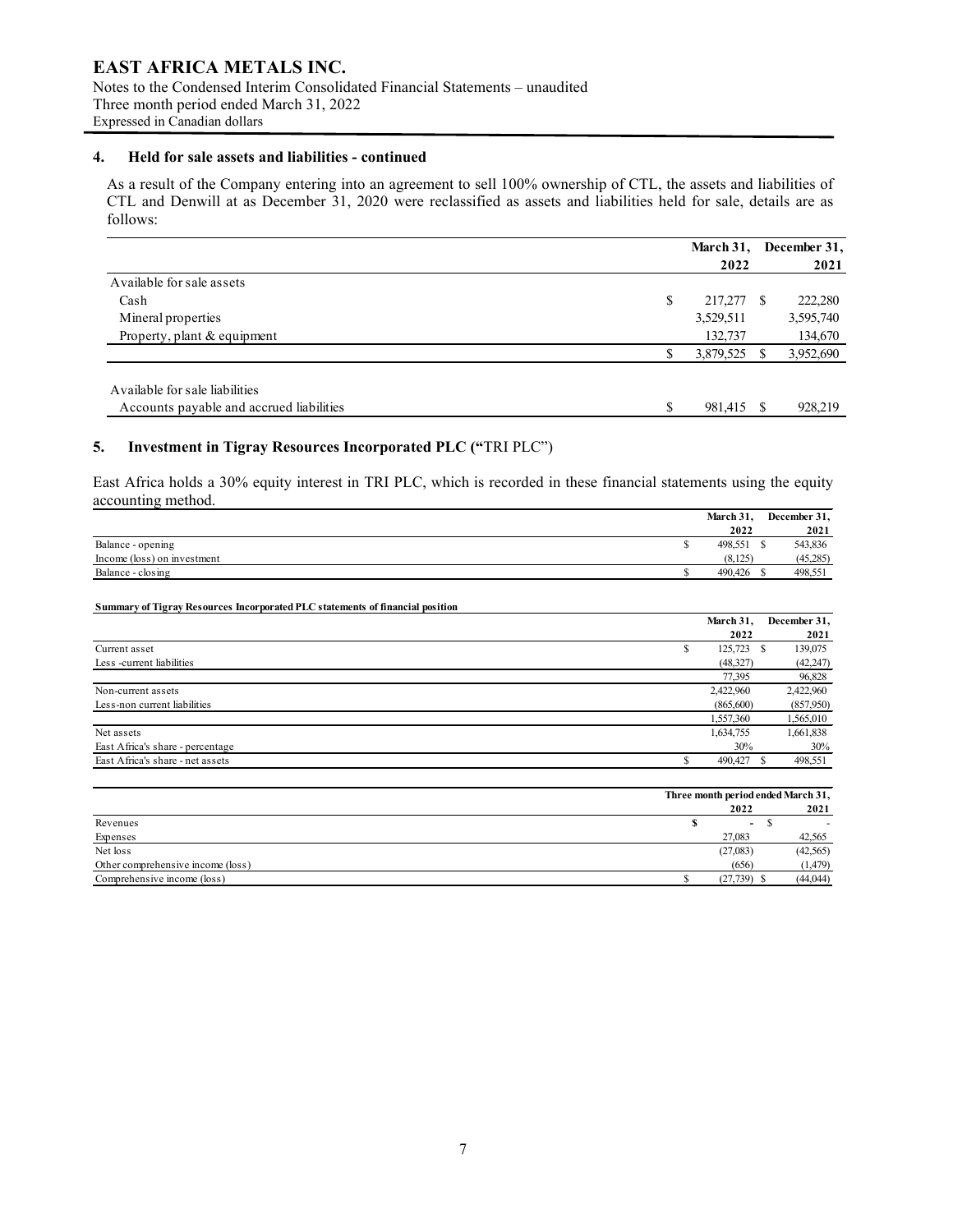## 4. Held for sale assets and liabilities - continued

As a result of the Company entering into an agreement to sell 100% ownership of CTL, the assets and liabilities of CTL and Denwill at as December 31, 2020 were reclassified as assets and liabilities held for sale, details are as follows:

| | March 31, 2022 | December 31, 2021 |
|---|---|---|
| Available for sale assets | | |
| Cash | $ 217,277 | $ 222,280 |
| Mineral properties | 3,529,511 | 3,595,740 |
| Property, plant & equipment | 132,737 | 134,670 |
| | $ 3,879,525 | $ 3,952,690 |
| | | |
| Available for sale liabilities | | |
| Accounts payable and accrued liabilities | $ 981,415 | $ 928,219 |

## 5. Investment in Tigray Resources Incorporated PLC ("TRI PLC")

East Africa holds a 30% equity interest in TRI PLC, which is recorded in these financial statements using the equity accounting method.

| | March 31, 2022 | December 31, 2021 |
|---|---|---|
| Balance - opening | $ 498,551 | $ 543,836 |
| Income (loss) on investment | (8,125) | (45,285) |
| Balance - closing | $ 490,426 | $ 498,551 |

**Summary of Tigray Resources Incorporated PLC statements of financial position**

| | March 31, 2022 | December 31, 2021 |
|---|---|---|
| Current asset | $ 125,723 | $ 139,075 |
| Less -current liabilities | (48,327) | (42,247) |
| | 77,395 | 96,828 |
| Non-current assets | 2,422,960 | 2,422,960 |
| Less-non current liabilities | (865,600) | (857,950) |
| | 1,557,360 | 1,565,010 |
| Net assets | 1,634,755 | 1,661,838 |
| East Africa's share - percentage | 30% | 30% |
| East Africa's share - net assets | $ 490,427 | $ 498,551 |

| | Three month period ended March 31, 2022 | 2021 |
|---|---|---|
| Revenues | $ - | $ - |
| Expenses | 27,083 | 42,565 |
| Net loss | (27,083) | (42,565) |
| Other comprehensive income (loss) | (656) | (1,479) |
| Comprehensive income (loss) | $ (27,739) | $ (44,044) |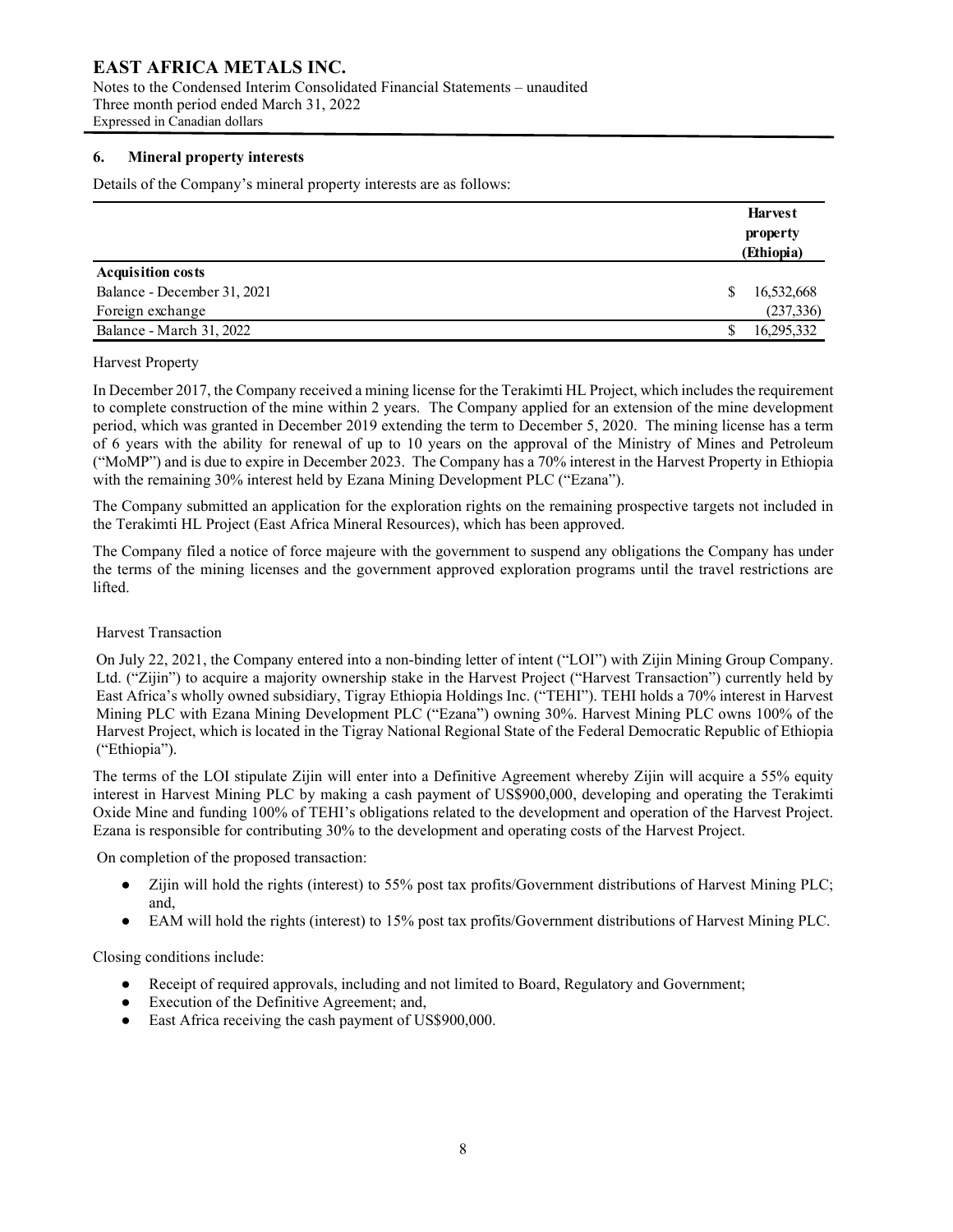## 6. Mineral property interests

Details of the Company's mineral property interests are as follows:

| | Harvest property (Ethiopia) |
|---|---|
| **Acquisition costs** | |
| Balance - December 31, 2021 | $ 16,532,668 |
| Foreign exchange | (237,336) |
| Balance - March 31, 2022 | $ 16,295,332 |

Harvest Property

In December 2017, the Company received a mining license for the Terakimti HL Project, which includes the requirement to complete construction of the mine within 2 years. The Company applied for an extension of the mine development period, which was granted in December 2019 extending the term to December 5, 2020. The mining license has a term of 6 years with the ability for renewal of up to 10 years on the approval of the Ministry of Mines and Petroleum ("MoMP") and is due to expire in December 2023. The Company has a 70% interest in the Harvest Property in Ethiopia with the remaining 30% interest held by Ezana Mining Development PLC ("Ezana").

The Company submitted an application for the exploration rights on the remaining prospective targets not included in the Terakimti HL Project (East Africa Mineral Resources), which has been approved.

The Company filed a notice of force majeure with the government to suspend any obligations the Company has under the terms of the mining licenses and the government approved exploration programs until the travel restrictions are lifted.

Harvest Transaction

On July 22, 2021, the Company entered into a non-binding letter of intent ("LOI") with Zijin Mining Group Company. Ltd. ("Zijin") to acquire a majority ownership stake in the Harvest Project ("Harvest Transaction") currently held by East Africa's wholly owned subsidiary, Tigray Ethiopia Holdings Inc. ("TEHI"). TEHI holds a 70% interest in Harvest Mining PLC with Ezana Mining Development PLC ("Ezana") owning 30%. Harvest Mining PLC owns 100% of the Harvest Project, which is located in the Tigray National Regional State of the Federal Democratic Republic of Ethiopia ("Ethiopia").

The terms of the LOI stipulate Zijin will enter into a Definitive Agreement whereby Zijin will acquire a 55% equity interest in Harvest Mining PLC by making a cash payment of US$900,000, developing and operating the Terakimti Oxide Mine and funding 100% of TEHI's obligations related to the development and operation of the Harvest Project. Ezana is responsible for contributing 30% to the development and operating costs of the Harvest Project.

On completion of the proposed transaction:

- Zijin will hold the rights (interest) to 55% post tax profits/Government distributions of Harvest Mining PLC; and,
- EAM will hold the rights (interest) to 15% post tax profits/Government distributions of Harvest Mining PLC.

Closing conditions include:

- Receipt of required approvals, including and not limited to Board, Regulatory and Government;
- Execution of the Definitive Agreement; and,
- East Africa receiving the cash payment of US$900,000.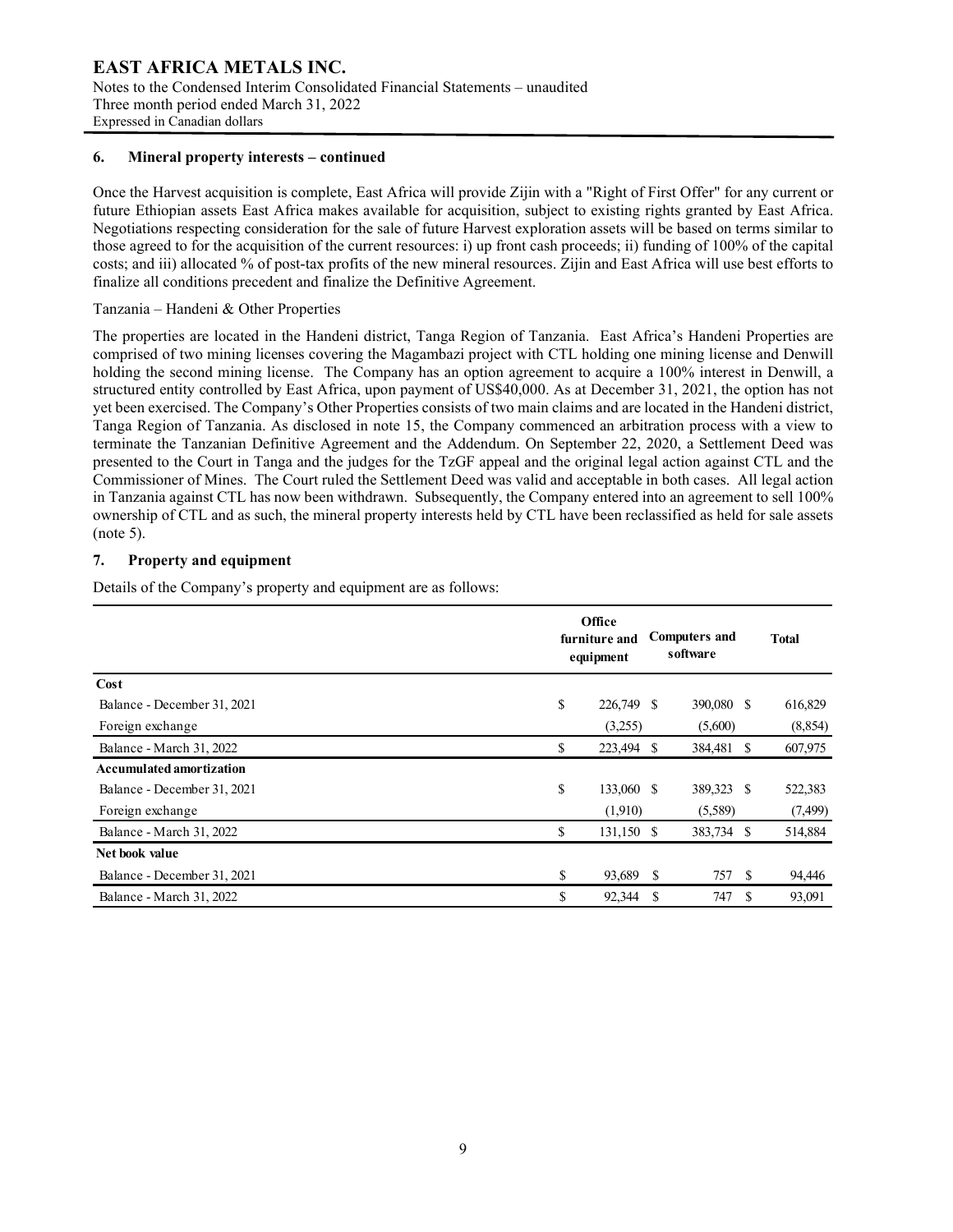## 6. Mineral property interests – continued

Once the Harvest acquisition is complete, East Africa will provide Zijin with a "Right of First Offer" for any current or future Ethiopian assets East Africa makes available for acquisition, subject to existing rights granted by East Africa. Negotiations respecting consideration for the sale of future Harvest exploration assets will be based on terms similar to those agreed to for the acquisition of the current resources: i) up front cash proceeds; ii) funding of 100% of the capital costs; and iii) allocated % of post-tax profits of the new mineral resources. Zijin and East Africa will use best efforts to finalize all conditions precedent and finalize the Definitive Agreement.

Tanzania – Handeni & Other Properties

The properties are located in the Handeni district, Tanga Region of Tanzania. East Africa's Handeni Properties are comprised of two mining licenses covering the Magambazi project with CTL holding one mining license and Denwill holding the second mining license. The Company has an option agreement to acquire a 100% interest in Denwill, a structured entity controlled by East Africa, upon payment of US$40,000. As at December 31, 2021, the option has not yet been exercised. The Company's Other Properties consists of two main claims and are located in the Handeni district, Tanga Region of Tanzania. As disclosed in note 15, the Company commenced an arbitration process with a view to terminate the Tanzanian Definitive Agreement and the Addendum. On September 22, 2020, a Settlement Deed was presented to the Court in Tanga and the judges for the TzGF appeal and the original legal action against CTL and the Commissioner of Mines. The Court ruled the Settlement Deed was valid and acceptable in both cases. All legal action in Tanzania against CTL has now been withdrawn. Subsequently, the Company entered into an agreement to sell 100% ownership of CTL and as such, the mineral property interests held by CTL have been reclassified as held for sale assets (note 5).

## 7. Property and equipment

Details of the Company's property and equipment are as follows:

| | Office furniture and equipment | Computers and software | Total |
|---|---|---|---|
| **Cost** | | | |
| Balance - December 31, 2021 | $ 226,749 | $ 390,080 | $ 616,829 |
| Foreign exchange | (3,255) | (5,600) | (8,854) |
| Balance - March 31, 2022 | $ 223,494 | $ 384,481 | $ 607,975 |
| **Accumulated amortization** | | | |
| Balance - December 31, 2021 | $ 133,060 | $ 389,323 | $ 522,383 |
| Foreign exchange | (1,910) | (5,589) | (7,499) |
| Balance - March 31, 2022 | $ 131,150 | $ 383,734 | $ 514,884 |
| **Net book value** | | | |
| Balance - December 31, 2021 | $ 93,689 | $ 757 | $ 94,446 |
| Balance - March 31, 2022 | $ 92,344 | $ 747 | $ 93,091 |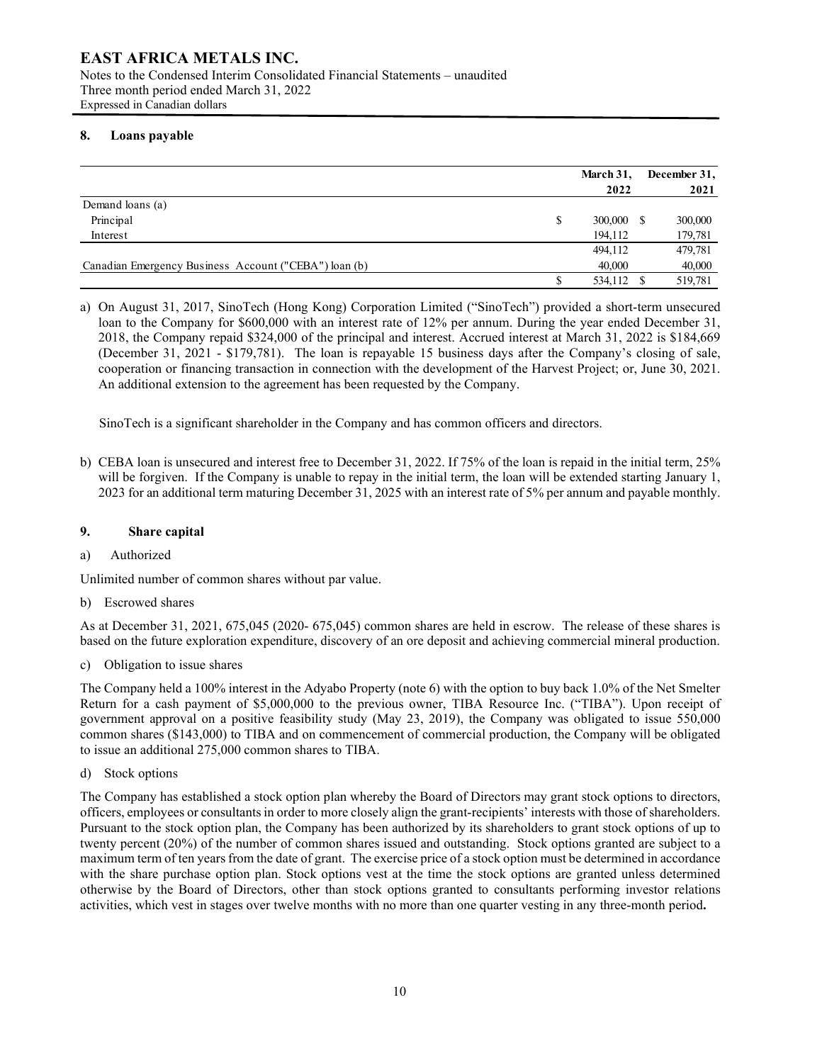# EAST AFRICA METALS INC.

Notes to the Condensed Interim Consolidated Financial Statements – unaudited
Three month period ended March 31, 2022
Expressed in Canadian dollars

## 8. Loans payable

| | March 31, 2022 | December 31, 2021 |
|---|---|---|
| Demand loans (a) | | |
| Principal | $ 300,000 | $ 300,000 |
| Interest | 194,112 | 179,781 |
| | 494,112 | 479,781 |
| Canadian Emergency Business Account ("CEBA") loan (b) | 40,000 | 40,000 |
| | $ 534,112 | $ 519,781 |

a) On August 31, 2017, SinoTech (Hong Kong) Corporation Limited ("SinoTech") provided a short-term unsecured loan to the Company for $600,000 with an interest rate of 12% per annum. During the year ended December 31, 2018, the Company repaid $324,000 of the principal and interest. Accrued interest at March 31, 2022 is $184,669 (December 31, 2021 - $179,781). The loan is repayable 15 business days after the Company's closing of sale, cooperation or financing transaction in connection with the development of the Harvest Project; or, June 30, 2021. An additional extension to the agreement has been requested by the Company.

SinoTech is a significant shareholder in the Company and has common officers and directors.

b) CEBA loan is unsecured and interest free to December 31, 2022. If 75% of the loan is repaid in the initial term, 25% will be forgiven. If the Company is unable to repay in the initial term, the loan will be extended starting January 1, 2023 for an additional term maturing December 31, 2025 with an interest rate of 5% per annum and payable monthly.

## 9. Share capital

a) Authorized

Unlimited number of common shares without par value.

b) Escrowed shares

As at December 31, 2021, 675,045 (2020- 675,045) common shares are held in escrow. The release of these shares is based on the future exploration expenditure, discovery of an ore deposit and achieving commercial mineral production.

c) Obligation to issue shares

The Company held a 100% interest in the Adyabo Property (note 6) with the option to buy back 1.0% of the Net Smelter Return for a cash payment of $5,000,000 to the previous owner, TIBA Resource Inc. ("TIBA"). Upon receipt of government approval on a positive feasibility study (May 23, 2019), the Company was obligated to issue 550,000 common shares ($143,000) to TIBA and on commencement of commercial production, the Company will be obligated to issue an additional 275,000 common shares to TIBA.

d) Stock options

The Company has established a stock option plan whereby the Board of Directors may grant stock options to directors, officers, employees or consultants in order to more closely align the grant-recipients' interests with those of shareholders. Pursuant to the stock option plan, the Company has been authorized by its shareholders to grant stock options of up to twenty percent (20%) of the number of common shares issued and outstanding. Stock options granted are subject to a maximum term of ten years from the date of grant. The exercise price of a stock option must be determined in accordance with the share purchase option plan. Stock options vest at the time the stock options are granted unless determined otherwise by the Board of Directors, other than stock options granted to consultants performing investor relations activities, which vest in stages over twelve months with no more than one quarter vesting in any three-month period**.**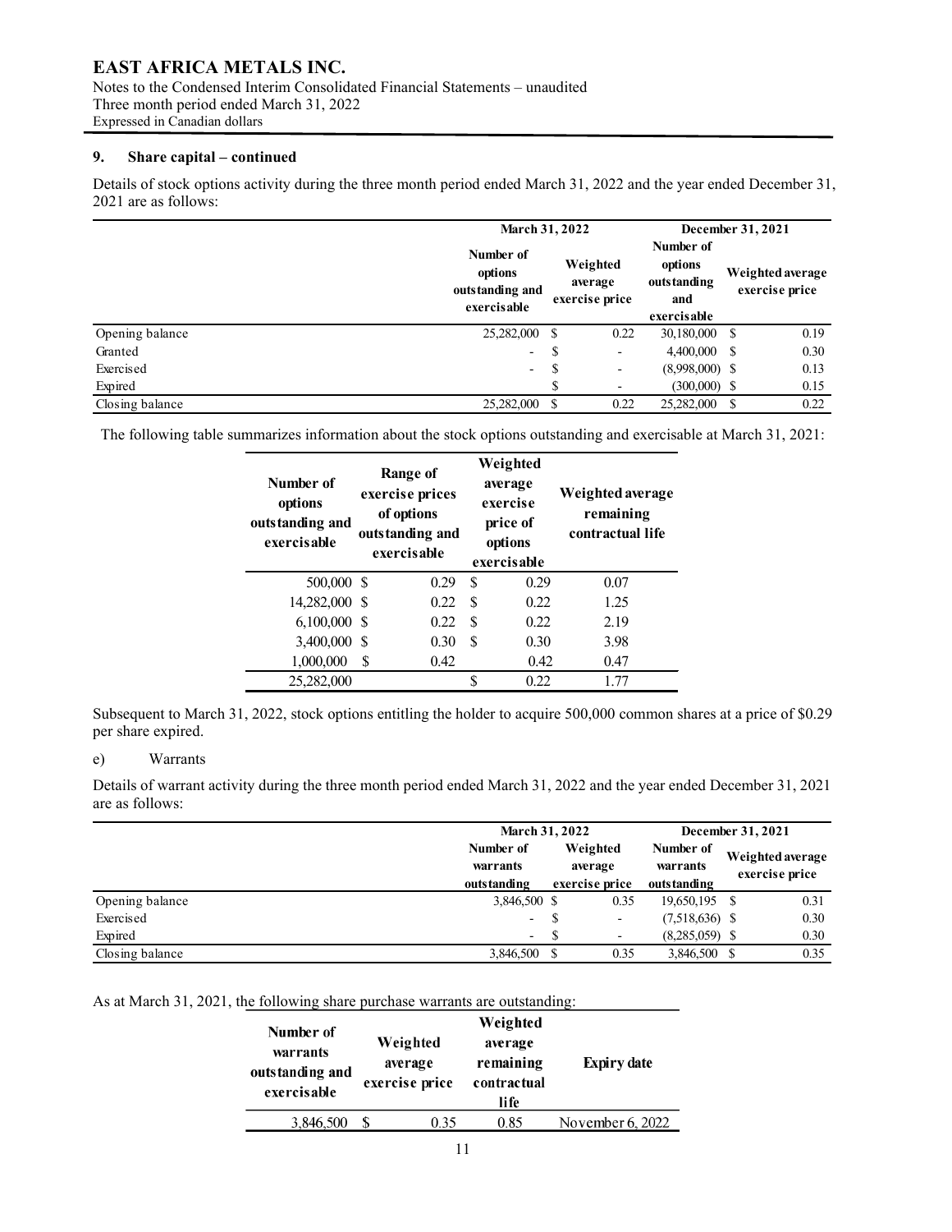## 9. Share capital – continued

Details of stock options activity during the three month period ended March 31, 2022 and the year ended December 31, 2021 are as follows:

| | March 31, 2022 | | December 31, 2021 | |
|---|---|---|---|---|
| | Number of options outstanding and exercisable | Weighted average exercise price | Number of options outstanding and exercisable | Weighted average exercise price |
| Opening balance | 25,282,000 | $ 0.22 | 30,180,000 | $ 0.19 |
| Granted | - | $ - | 4,400,000 | $ 0.30 |
| Exercised | - | $ - | (8,998,000) | $ 0.13 |
| Expired | | $ - | (300,000) | $ 0.15 |
| Closing balance | 25,282,000 | $ 0.22 | 25,282,000 | $ 0.22 |

The following table summarizes information about the stock options outstanding and exercisable at March 31, 2021:

| Number of options outstanding and exercisable | Range of exercise prices of options outstanding and exercisable | Weighted average exercise price of options exercisable | Weighted average remaining contractual life |
|---|---|---|---|
| 500,000 | $ 0.29 | $ 0.29 | 0.07 |
| 14,282,000 | $ 0.22 | $ 0.22 | 1.25 |
| 6,100,000 | $ 0.22 | $ 0.22 | 2.19 |
| 3,400,000 | $ 0.30 | $ 0.30 | 3.98 |
| 1,000,000 | $ 0.42 | 0.42 | 0.47 |
| 25,282,000 | | $ 0.22 | 1.77 |

Subsequent to March 31, 2022, stock options entitling the holder to acquire 500,000 common shares at a price of $0.29 per share expired.

e) Warrants

Details of warrant activity during the three month period ended March 31, 2022 and the year ended December 31, 2021 are as follows:

| | March 31, 2022 | | December 31, 2021 | |
|---|---|---|---|---|
| | Number of warrants outstanding | Weighted average exercise price | Number of warrants outstanding | Weighted average exercise price |
| Opening balance | 3,846,500 | $ 0.35 | 19,650,195 | $ 0.31 |
| Exercised | - | $ - | (7,518,636) | $ 0.30 |
| Expired | - | $ - | (8,285,059) | $ 0.30 |
| Closing balance | 3,846,500 | $ 0.35 | 3,846,500 | $ 0.35 |

As at March 31, 2021, the following share purchase warrants are outstanding:

| Number of warrants outstanding and exercisable | Weighted average exercise price | Weighted average remaining contractual life | Expiry date |
|---|---|---|---|
| 3,846,500 | $ 0.35 | 0.85 | November 6, 2022 |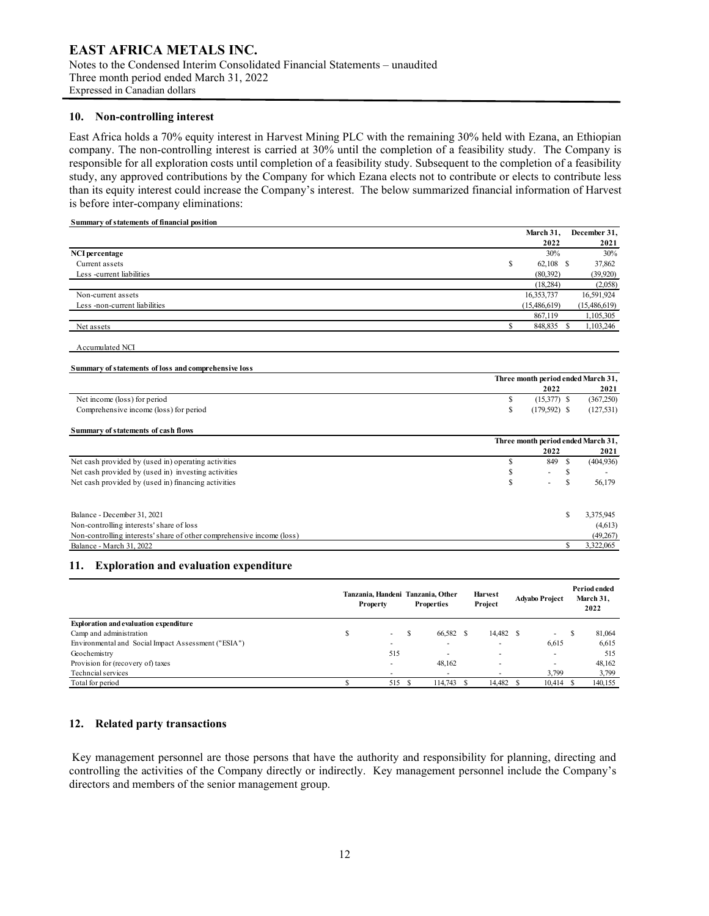## 10. Non-controlling interest

East Africa holds a 70% equity interest in Harvest Mining PLC with the remaining 30% held with Ezana, an Ethiopian company. The non-controlling interest is carried at 30% until the completion of a feasibility study. The Company is responsible for all exploration costs until completion of a feasibility study. Subsequent to the completion of a feasibility study, any approved contributions by the Company for which Ezana elects not to contribute or elects to contribute less than its equity interest could increase the Company's interest. The below summarized financial information of Harvest is before inter-company eliminations:

**Summary of statements of financial position**

| | March 31, 2022 | December 31, 2021 |
|---|---|---|
| **NCI percentage** | 30% | 30% |
| Current assets | $ 62,108 | $ 37,862 |
| Less -current liabilities | (80,392) | (39,920) |
| | (18,284) | (2,058) |
| Non-current assets | 16,353,737 | 16,591,924 |
| Less -non-current liabilities | (15,486,619) | (15,486,619) |
| | 867,119 | 1,105,305 |
| Net assets | $ 848,835 | $ 1,103,246 |
| | | |
| Accumulated NCI | | |

**Summary of statements of loss and comprehensive loss**

| | Three month period ended March 31, 2022 | 2021 |
|---|---|---|
| Net income (loss) for period | $ (15,377) | $ (367,250) |
| Comprehensive income (loss) for period | $ (179,592) | $ (127,531) |

**Summary of statements of cash flows**

| | Three month period ended March 31, 2022 | 2021 |
|---|---|---|
| Net cash provided by (used in) operating activities | $ 849 | $ (404,936) |
| Net cash provided by (used in) investing activities | $ - | $ - |
| Net cash provided by (used in) financing activities | $ - | $ 56,179 |

| | |
|---|---|
| Balance - December 31, 2021 | $ 3,375,945 |
| Non-controlling interests' share of loss | (4,613) |
| Non-controlling interests' share of other comprehensive income (loss) | (49,267) |
| Balance - March 31, 2022 | $ 3,322,065 |

## 11. Exploration and evaluation expenditure

| | Tanzania, Handeni Property | Tanzania, Other Properties | Harvest Project | Adyabo Project | Period ended March 31, 2022 |
|---|---|---|---|---|---|
| **Exploration and evaluation expenditure** | | | | | |
| Camp and administration | $ - | $ 66,582 | $ 14,482 | $ - | $ 81,064 |
| Environmental and Social Impact Assessment ("ESIA") | - | - | - | 6,615 | 6,615 |
| Geochemistry | 515 | - | - | - | 515 |
| Provision for (recovery of) taxes | - | 48,162 | - | - | 48,162 |
| Techncial services | - | - | - | 3,799 | 3,799 |
| Total for period | $ 515 | $ 114,743 | $ 14,482 | $ 10,414 | $ 140,155 |

## 12. Related party transactions

Key management personnel are those persons that have the authority and responsibility for planning, directing and controlling the activities of the Company directly or indirectly. Key management personnel include the Company's directors and members of the senior management group.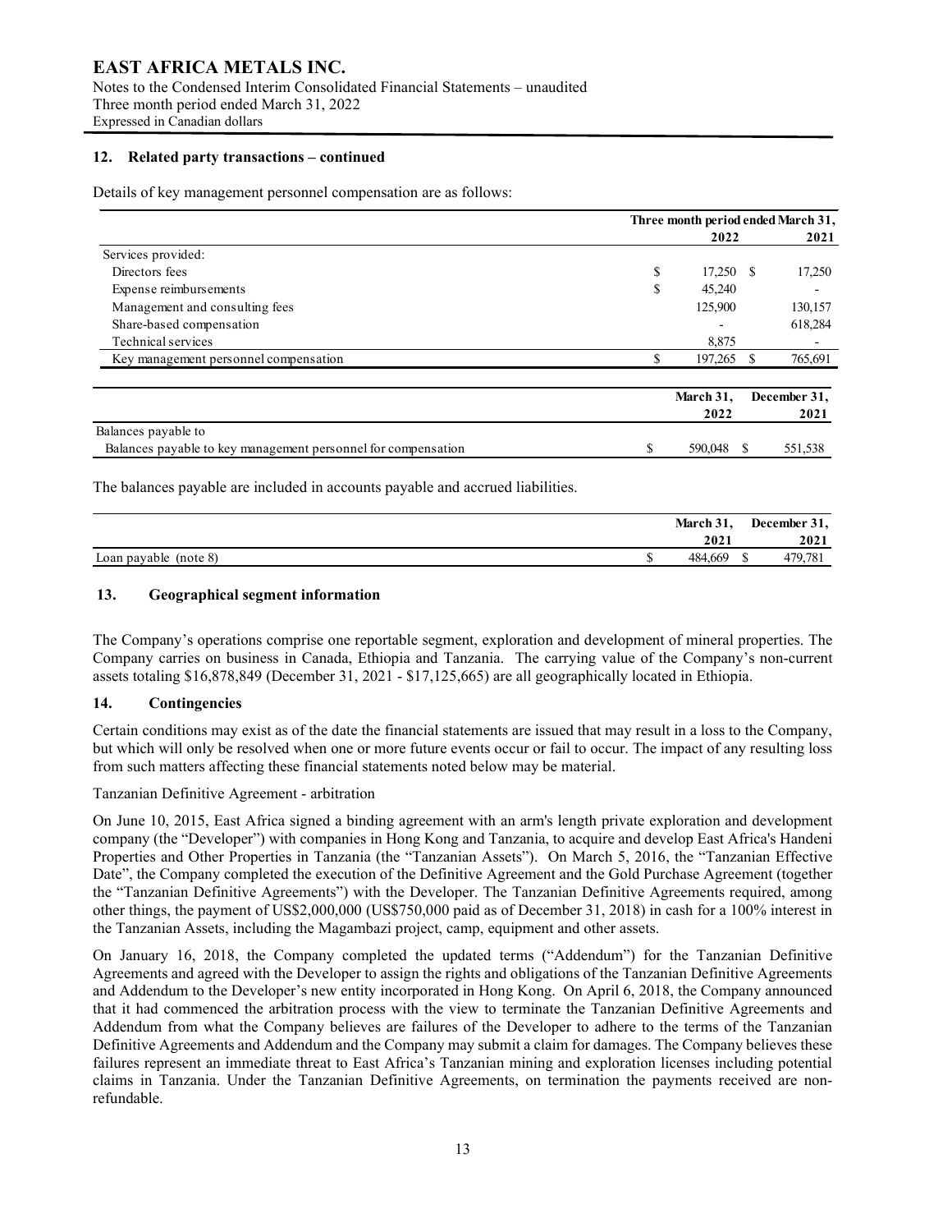## 12. Related party transactions – continued

Details of key management personnel compensation are as follows:

| | Three month period ended March 31, | |
|---|---|---|
| | 2022 | 2021 |
| Services provided: | | |
| Directors fees | $ 17,250 | $ 17,250 |
| Expense reimbursements | $ 45,240 | - |
| Management and consulting fees | 125,900 | 130,157 |
| Share-based compensation | - | 618,284 |
| Technical services | 8,875 | - |
| Key management personnel compensation | $ 197,265 | $ 765,691 |

| | March 31, 2022 | December 31, 2021 |
|---|---|---|
| Balances payable to | | |
| Balances payable to key management personnel for compensation | $ 590,048 | $ 551,538 |

The balances payable are included in accounts payable and accrued liabilities.

| | March 31, 2021 | December 31, 2021 |
|---|---|---|
| Loan payable (note 8) | $ 484,669 | $ 479,781 |

## 13. Geographical segment information

The Company's operations comprise one reportable segment, exploration and development of mineral properties. The Company carries on business in Canada, Ethiopia and Tanzania. The carrying value of the Company's non-current assets totaling $16,878,849 (December 31, 2021 - $17,125,665) are all geographically located in Ethiopia.

## 14. Contingencies

Certain conditions may exist as of the date the financial statements are issued that may result in a loss to the Company, but which will only be resolved when one or more future events occur or fail to occur. The impact of any resulting loss from such matters affecting these financial statements noted below may be material.

Tanzanian Definitive Agreement - arbitration

On June 10, 2015, East Africa signed a binding agreement with an arm's length private exploration and development company (the "Developer") with companies in Hong Kong and Tanzania, to acquire and develop East Africa's Handeni Properties and Other Properties in Tanzania (the "Tanzanian Assets"). On March 5, 2016, the "Tanzanian Effective Date", the Company completed the execution of the Definitive Agreement and the Gold Purchase Agreement (together the "Tanzanian Definitive Agreements") with the Developer. The Tanzanian Definitive Agreements required, among other things, the payment of US$2,000,000 (US$750,000 paid as of December 31, 2018) in cash for a 100% interest in the Tanzanian Assets, including the Magambazi project, camp, equipment and other assets.

On January 16, 2018, the Company completed the updated terms ("Addendum") for the Tanzanian Definitive Agreements and agreed with the Developer to assign the rights and obligations of the Tanzanian Definitive Agreements and Addendum to the Developer's new entity incorporated in Hong Kong. On April 6, 2018, the Company announced that it had commenced the arbitration process with the view to terminate the Tanzanian Definitive Agreements and Addendum from what the Company believes are failures of the Developer to adhere to the terms of the Tanzanian Definitive Agreements and Addendum and the Company may submit a claim for damages. The Company believes these failures represent an immediate threat to East Africa's Tanzanian mining and exploration licenses including potential claims in Tanzania. Under the Tanzanian Definitive Agreements, on termination the payments received are non-refundable.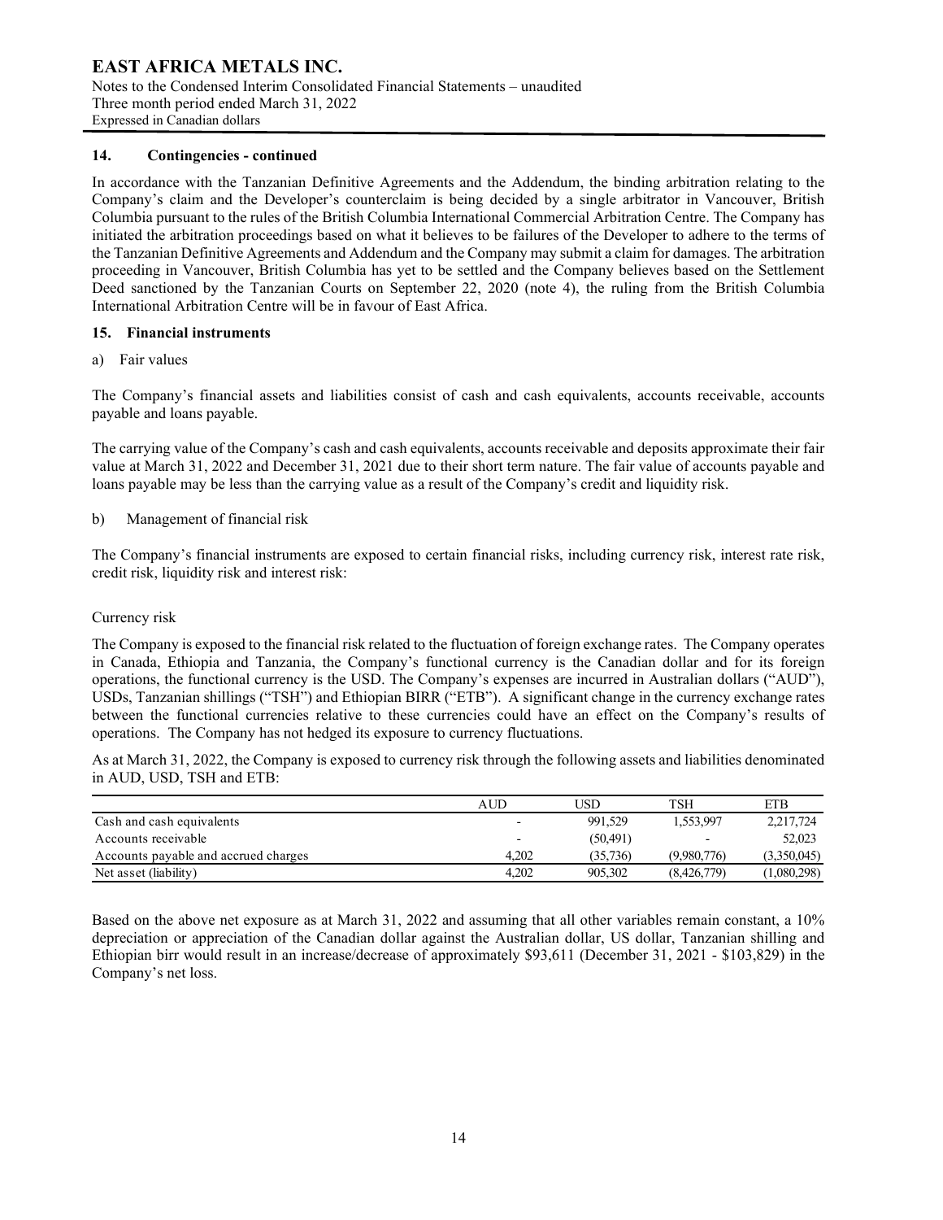## 14. Contingencies - continued

In accordance with the Tanzanian Definitive Agreements and the Addendum, the binding arbitration relating to the Company's claim and the Developer's counterclaim is being decided by a single arbitrator in Vancouver, British Columbia pursuant to the rules of the British Columbia International Commercial Arbitration Centre. The Company has initiated the arbitration proceedings based on what it believes to be failures of the Developer to adhere to the terms of the Tanzanian Definitive Agreements and Addendum and the Company may submit a claim for damages. The arbitration proceeding in Vancouver, British Columbia has yet to be settled and the Company believes based on the Settlement Deed sanctioned by the Tanzanian Courts on September 22, 2020 (note 4), the ruling from the British Columbia International Arbitration Centre will be in favour of East Africa.

## 15. Financial instruments

a) Fair values

The Company's financial assets and liabilities consist of cash and cash equivalents, accounts receivable, accounts payable and loans payable.

The carrying value of the Company's cash and cash equivalents, accounts receivable and deposits approximate their fair value at March 31, 2022 and December 31, 2021 due to their short term nature. The fair value of accounts payable and loans payable may be less than the carrying value as a result of the Company's credit and liquidity risk.

b) Management of financial risk

The Company's financial instruments are exposed to certain financial risks, including currency risk, interest rate risk, credit risk, liquidity risk and interest risk:

Currency risk

The Company is exposed to the financial risk related to the fluctuation of foreign exchange rates. The Company operates in Canada, Ethiopia and Tanzania, the Company's functional currency is the Canadian dollar and for its foreign operations, the functional currency is the USD. The Company's expenses are incurred in Australian dollars ("AUD"), USDs, Tanzanian shillings ("TSH") and Ethiopian BIRR ("ETB"). A significant change in the currency exchange rates between the functional currencies relative to these currencies could have an effect on the Company's results of operations. The Company has not hedged its exposure to currency fluctuations.

As at March 31, 2022, the Company is exposed to currency risk through the following assets and liabilities denominated in AUD, USD, TSH and ETB:

| | AUD | USD | TSH | ETB |
|---|---|---|---|---|
| Cash and cash equivalents | - | 991,529 | 1,553,997 | 2,217,724 |
| Accounts receivable | - | (50,491) | - | 52,023 |
| Accounts payable and accrued charges | 4,202 | (35,736) | (9,980,776) | (3,350,045) |
| Net asset (liability) | 4,202 | 905,302 | (8,426,779) | (1,080,298) |

Based on the above net exposure as at March 31, 2022 and assuming that all other variables remain constant, a 10% depreciation or appreciation of the Canadian dollar against the Australian dollar, US dollar, Tanzanian shilling and Ethiopian birr would result in an increase/decrease of approximately $93,611 (December 31, 2021 - $103,829) in the Company's net loss.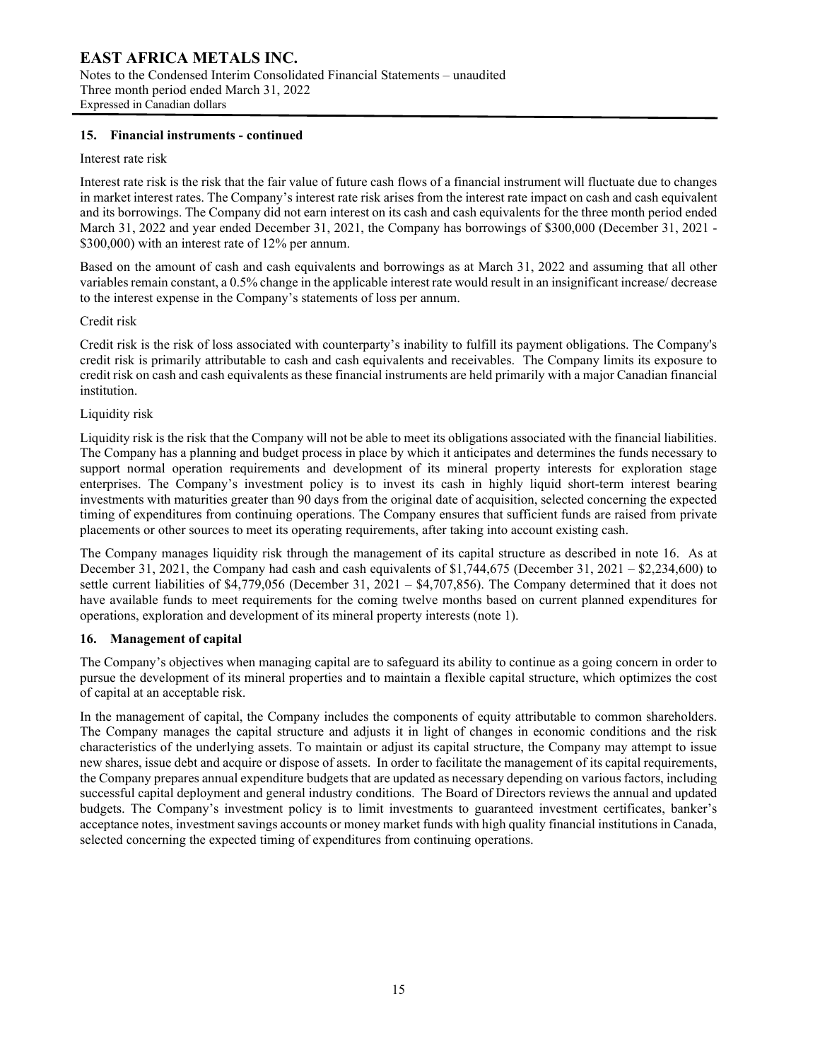## 15. Financial instruments - continued

Interest rate risk

Interest rate risk is the risk that the fair value of future cash flows of a financial instrument will fluctuate due to changes in market interest rates. The Company's interest rate risk arises from the interest rate impact on cash and cash equivalent and its borrowings. The Company did not earn interest on its cash and cash equivalents for the three month period ended March 31, 2022 and year ended December 31, 2021, the Company has borrowings of \$300,000 (December 31, 2021 - \$300,000) with an interest rate of 12% per annum.

Based on the amount of cash and cash equivalents and borrowings as at March 31, 2022 and assuming that all other variables remain constant, a 0.5% change in the applicable interest rate would result in an insignificant increase/ decrease to the interest expense in the Company's statements of loss per annum.

Credit risk

Credit risk is the risk of loss associated with counterparty's inability to fulfill its payment obligations. The Company's credit risk is primarily attributable to cash and cash equivalents and receivables. The Company limits its exposure to credit risk on cash and cash equivalents as these financial instruments are held primarily with a major Canadian financial institution.

Liquidity risk

Liquidity risk is the risk that the Company will not be able to meet its obligations associated with the financial liabilities. The Company has a planning and budget process in place by which it anticipates and determines the funds necessary to support normal operation requirements and development of its mineral property interests for exploration stage enterprises. The Company's investment policy is to invest its cash in highly liquid short-term interest bearing investments with maturities greater than 90 days from the original date of acquisition, selected concerning the expected timing of expenditures from continuing operations. The Company ensures that sufficient funds are raised from private placements or other sources to meet its operating requirements, after taking into account existing cash.

The Company manages liquidity risk through the management of its capital structure as described in note 16. As at December 31, 2021, the Company had cash and cash equivalents of \$1,744,675 (December 31, 2021 – \$2,234,600) to settle current liabilities of \$4,779,056 (December 31, 2021 – \$4,707,856). The Company determined that it does not have available funds to meet requirements for the coming twelve months based on current planned expenditures for operations, exploration and development of its mineral property interests (note 1).

## 16. Management of capital

The Company's objectives when managing capital are to safeguard its ability to continue as a going concern in order to pursue the development of its mineral properties and to maintain a flexible capital structure, which optimizes the cost of capital at an acceptable risk.

In the management of capital, the Company includes the components of equity attributable to common shareholders. The Company manages the capital structure and adjusts it in light of changes in economic conditions and the risk characteristics of the underlying assets. To maintain or adjust its capital structure, the Company may attempt to issue new shares, issue debt and acquire or dispose of assets. In order to facilitate the management of its capital requirements, the Company prepares annual expenditure budgets that are updated as necessary depending on various factors, including successful capital deployment and general industry conditions. The Board of Directors reviews the annual and updated budgets. The Company's investment policy is to limit investments to guaranteed investment certificates, banker's acceptance notes, investment savings accounts or money market funds with high quality financial institutions in Canada, selected concerning the expected timing of expenditures from continuing operations.